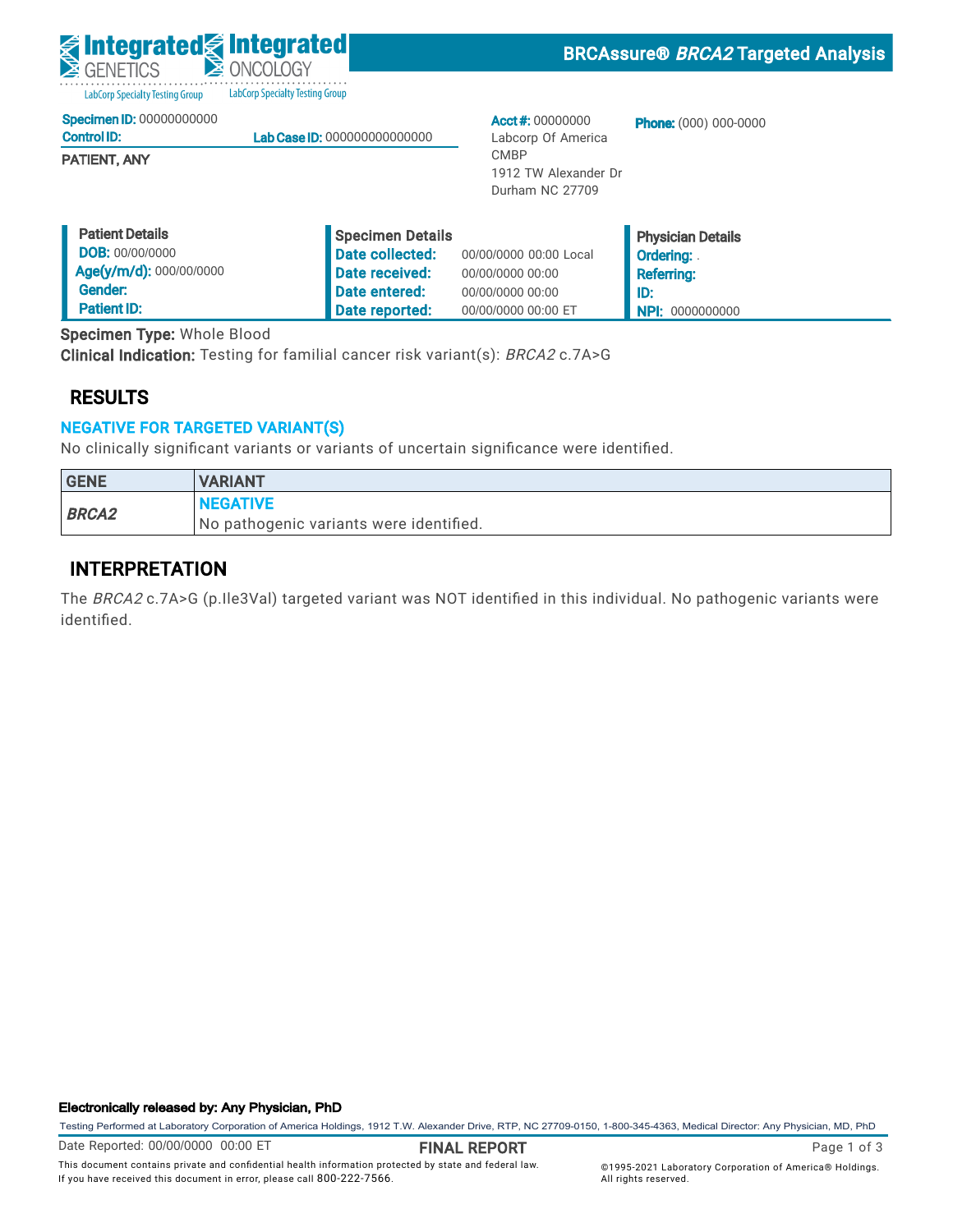Integrated GENETICS — LabCorp Specialty Testing Group | Integrated ONCOLOGY — LabCorp Specialty Testing Group

# BRCAssure® *BRCA2* Targeted Analysis

**Specimen ID:** 00000000000
**Control ID:** **Lab Case ID:** 000000000000000

**PATIENT, ANY**

**Acct #:** 00000000
Labcorp Of America
CMBP
1912 TW Alexander Dr
Durham NC 27709

**Phone:** (000) 000-0000

| Patient Details | Specimen Details | | Physician Details |
|---|---|---|---|
| **DOB:** 00/00/0000 | **Date collected:** | 00/00/0000 00:00 Local | **Ordering:** . |
| **Age(y/m/d):** 000/00/0000 | **Date received:** | 00/00/0000 00:00 | **Referring:** |
| **Gender:** | **Date entered:** | 00/00/0000 00:00 | **ID:** |
| **Patient ID:** | **Date reported:** | 00/00/0000 00:00 ET | **NPI:** 0000000000 |

**Specimen Type:** Whole Blood
**Clinical Indication:** Testing for familial cancer risk variant(s): *BRCA2* c.7A>G

## RESULTS

### NEGATIVE FOR TARGETED VARIANT(S)

No clinically significant variants or variants of uncertain significance were identified.

| GENE | VARIANT |
|---|---|
| ***BRCA2*** | **NEGATIVE** No pathogenic variants were identified. |

## INTERPRETATION

The *BRCA2* c.7A>G (p.Ile3Val) targeted variant was NOT identified in this individual. No pathogenic variants were identified.

**Electronically released by: Any Physician, PhD**

Testing Performed at Laboratory Corporation of America Holdings, 1912 T.W. Alexander Drive, RTP, NC 27709-0150, 1-800-345-4363, Medical Director: Any Physician, MD, PhD

Date Reported: 00/00/0000 00:00 ET

**FINAL REPORT**

This document contains private and confidential health information protected by state and federal law. If you have received this document in error, please call 800-222-7566.

©1995-2021 Laboratory Corporation of America® Holdings. All rights reserved.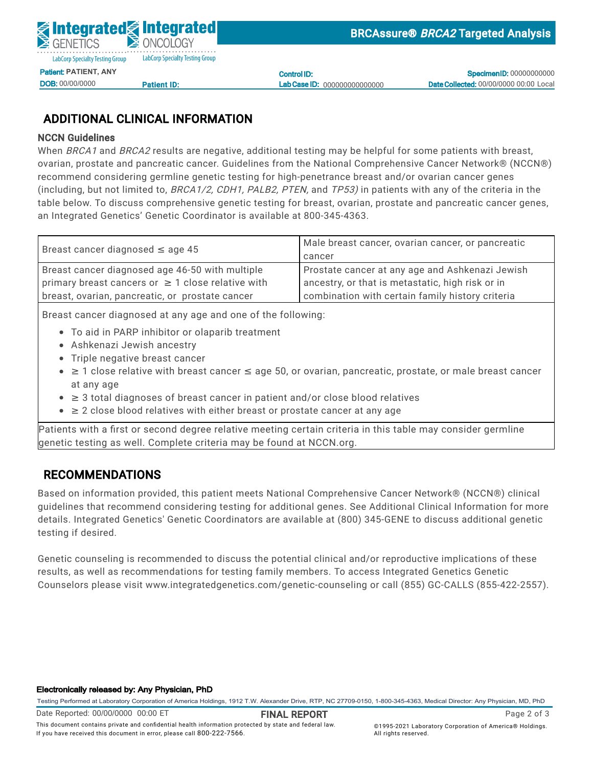## ADDITIONAL CLINICAL INFORMATION

**NCCN Guidelines**

When *BRCA1* and *BRCA2* results are negative, additional testing may be helpful for some patients with breast, ovarian, prostate and pancreatic cancer. Guidelines from the National Comprehensive Cancer Network® (NCCN®) recommend considering germline genetic testing for high-penetrance breast and/or ovarian cancer genes (including, but not limited to, *BRCA1/2, CDH1, PALB2, PTEN,* and *TP53)* in patients with any of the criteria in the table below. To discuss comprehensive genetic testing for breast, ovarian, prostate and pancreatic cancer genes, an Integrated Genetics' Genetic Coordinator is available at 800-345-4363.

| | |
|---|---|
| Breast cancer diagnosed ≤ age 45 | Male breast cancer, ovarian cancer, or pancreatic cancer |
| Breast cancer diagnosed age 46-50 with multiple primary breast cancers or ≥ 1 close relative with breast, ovarian, pancreatic, or prostate cancer | Prostate cancer at any age and Ashkenazi Jewish ancestry, or that is metastatic, high risk or in combination with certain family history criteria |
| Breast cancer diagnosed at any age and one of the following: <br>• To aid in PARP inhibitor or olaparib treatment <br>• Ashkenazi Jewish ancestry <br>• Triple negative breast cancer <br>• ≥ 1 close relative with breast cancer ≤ age 50, or ovarian, pancreatic, prostate, or male breast cancer at any age <br>• ≥ 3 total diagnoses of breast cancer in patient and/or close blood relatives <br>• ≥ 2 close blood relatives with either breast or prostate cancer at any age | |
| Patients with a first or second degree relative meeting certain criteria in this table may consider germline genetic testing as well. Complete criteria may be found at NCCN.org. | |

## RECOMMENDATIONS

Based on information provided, this patient meets National Comprehensive Cancer Network® (NCCN®) clinical guidelines that recommend considering testing for additional genes. See Additional Clinical Information for more details. Integrated Genetics' Genetic Coordinators are available at (800) 345-GENE to discuss additional genetic testing if desired.

Genetic counseling is recommended to discuss the potential clinical and/or reproductive implications of these results, as well as recommendations for testing family members. To access Integrated Genetics Genetic Counselors please visit www.integratedgenetics.com/genetic-counseling or call (855) GC-CALLS (855-422-2557).

**Electronically released by: Any Physician, PhD**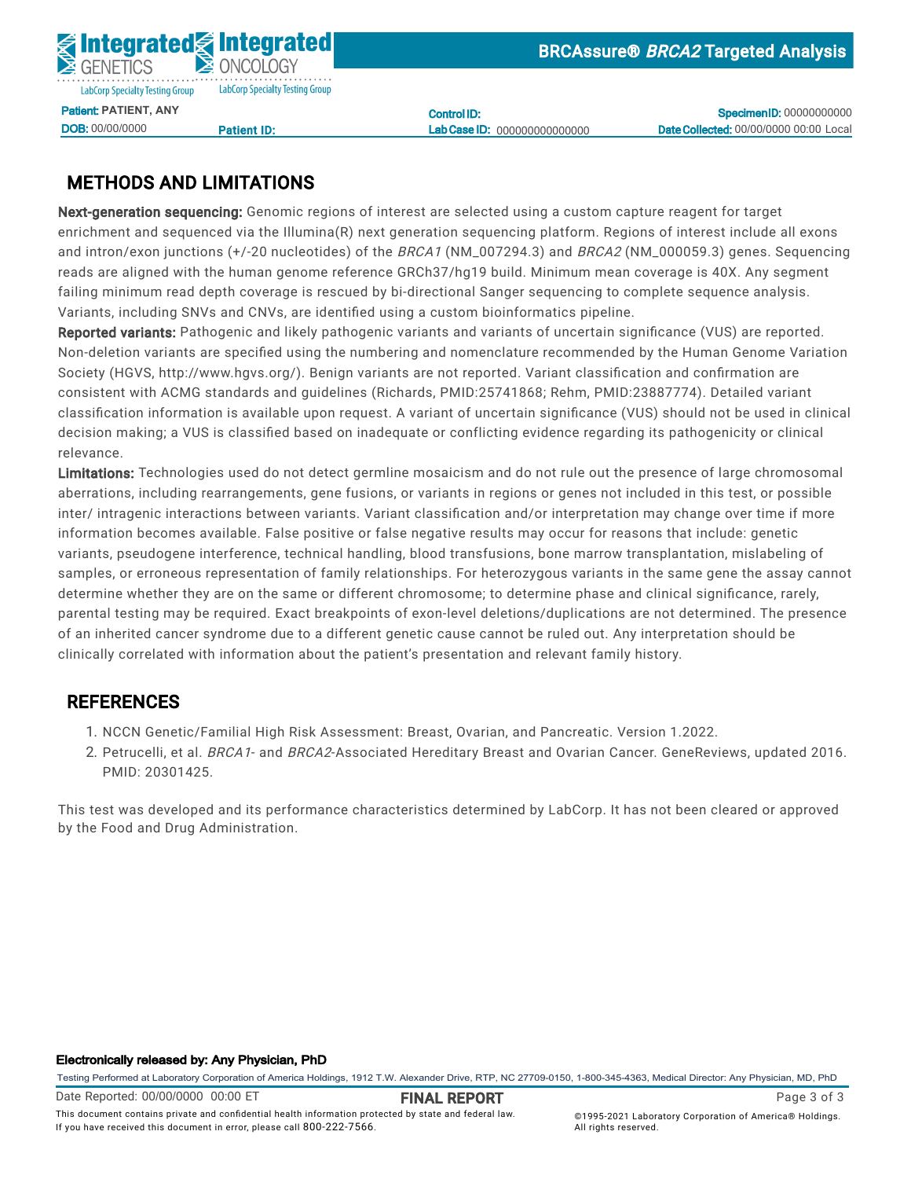## METHODS AND LIMITATIONS

**Next-generation sequencing:** Genomic regions of interest are selected using a custom capture reagent for target enrichment and sequenced via the Illumina(R) next generation sequencing platform. Regions of interest include all exons and intron/exon junctions (+/-20 nucleotides) of the *BRCA1* (NM_007294.3) and *BRCA2* (NM_000059.3) genes. Sequencing reads are aligned with the human genome reference GRCh37/hg19 build. Minimum mean coverage is 40X. Any segment failing minimum read depth coverage is rescued by bi-directional Sanger sequencing to complete sequence analysis. Variants, including SNVs and CNVs, are identified using a custom bioinformatics pipeline.

**Reported variants:** Pathogenic and likely pathogenic variants and variants of uncertain significance (VUS) are reported. Non-deletion variants are specified using the numbering and nomenclature recommended by the Human Genome Variation Society (HGVS, http://www.hgvs.org/). Benign variants are not reported. Variant classification and confirmation are consistent with ACMG standards and guidelines (Richards, PMID:25741868; Rehm, PMID:23887774). Detailed variant classification information is available upon request. A variant of uncertain significance (VUS) should not be used in clinical decision making; a VUS is classified based on inadequate or conflicting evidence regarding its pathogenicity or clinical relevance.

**Limitations:** Technologies used do not detect germline mosaicism and do not rule out the presence of large chromosomal aberrations, including rearrangements, gene fusions, or variants in regions or genes not included in this test, or possible inter/ intragenic interactions between variants. Variant classification and/or interpretation may change over time if more information becomes available. False positive or false negative results may occur for reasons that include: genetic variants, pseudogene interference, technical handling, blood transfusions, bone marrow transplantation, mislabeling of samples, or erroneous representation of family relationships. For heterozygous variants in the same gene the assay cannot determine whether they are on the same or different chromosome; to determine phase and clinical significance, rarely, parental testing may be required. Exact breakpoints of exon-level deletions/duplications are not determined. The presence of an inherited cancer syndrome due to a different genetic cause cannot be ruled out. Any interpretation should be clinically correlated with information about the patient's presentation and relevant family history.

## REFERENCES

1. NCCN Genetic/Familial High Risk Assessment: Breast, Ovarian, and Pancreatic. Version 1.2022.
2. Petrucelli, et al. *BRCA1*- and *BRCA2*-Associated Hereditary Breast and Ovarian Cancer. GeneReviews, updated 2016. PMID: 20301425.

This test was developed and its performance characteristics determined by LabCorp. It has not been cleared or approved by the Food and Drug Administration.

**Electronically released by: Any Physician, PhD**

Testing Performed at Laboratory Corporation of America Holdings, 1912 T.W. Alexander Drive, RTP, NC 27709-0150, 1-800-345-4363, Medical Director: Any Physician, MD, PhD

Date Reported: 00/00/0000 00:00 ET

**FINAL REPORT**

This document contains private and confidential health information protected by state and federal law. If you have received this document in error, please call 800-222-7566.

©1995-2021 Laboratory Corporation of America® Holdings. All rights reserved.